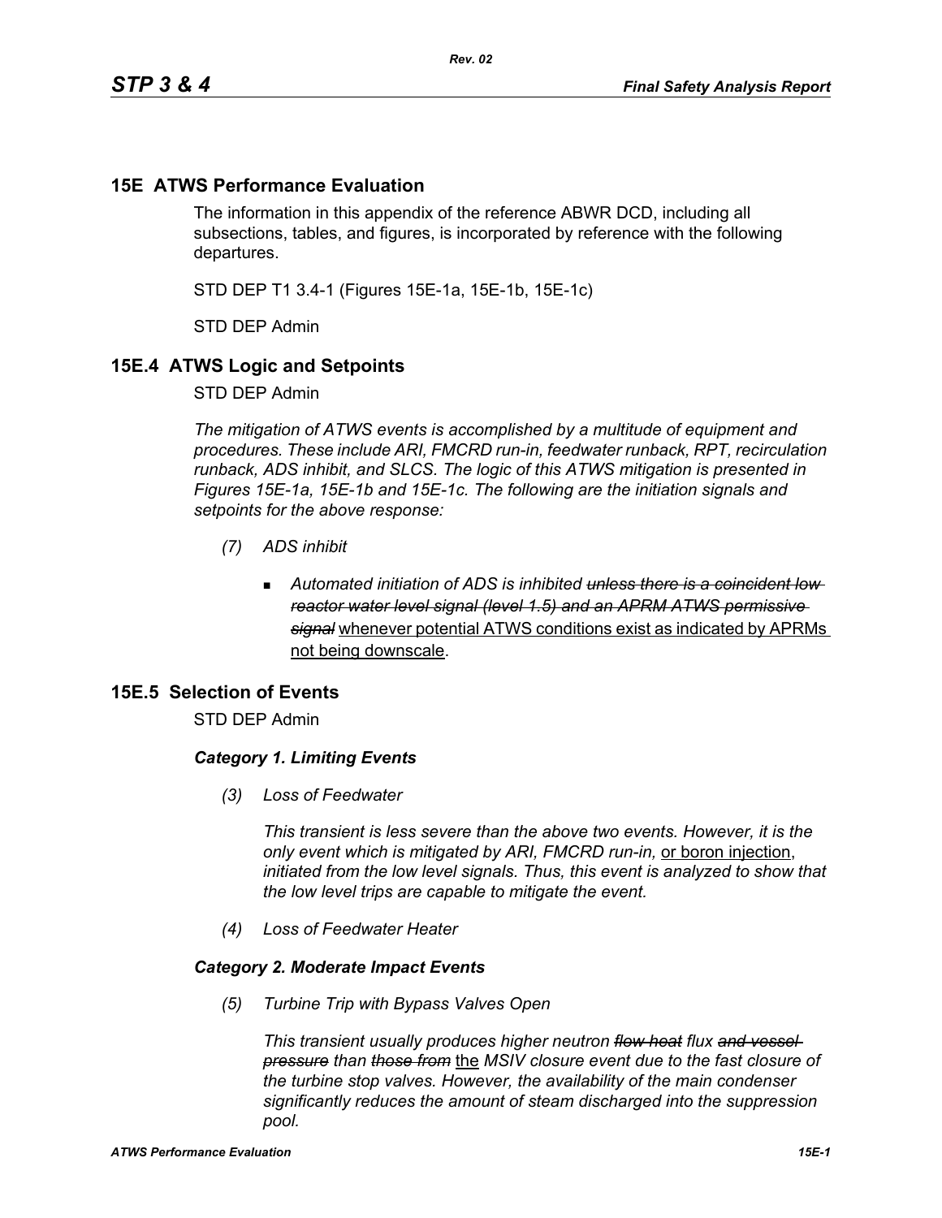# 15E ATWS Performance Evaluation

The information in this appendix of the reference ABWR DCD, including all subsections, tables, and figures, is incorporated by reference with the following departures.

STD DEP T1 3.4-1 (Figures 15E-1a, 15E-1b, 15E-1c)

STD DEP Admin

## 15E.4 ATWS Logic and Setpoints

STD DEP Admin

*The mitigation of ATWS events is accomplished by a multitude of equipment and procedures. These include ARI, FMCRD run-in, feedwater runback, RPT, recirculation runback, ADS inhibit, and SLCS. The logic of this ATWS mitigation is presented in Figures 15E-1a, 15E-1b and 15E-1c. The following are the initiation signals and setpoints for the above response:*

*(7) ADS inhibit*

- *Automated initiation of ADS is inhibited ~~unless there is a coincident low reactor water level signal (level 1.5) and an APRM ATWS permissive signal~~* <u>whenever potential ATWS conditions exist as indicated by APRMs not being downscale</u>.

## 15E.5 Selection of Events

STD DEP Admin

***Category 1. Limiting Events***

*(3) Loss of Feedwater*

*This transient is less severe than the above two events. However, it is the only event which is mitigated by ARI, FMCRD run-in,* <u>or boron injection</u>, *initiated from the low level signals. Thus, this event is analyzed to show that the low level trips are capable to mitigate the event.*

*(4) Loss of Feedwater Heater*

***Category 2. Moderate Impact Events***

*(5) Turbine Trip with Bypass Valves Open*

*This transient usually produces higher neutron ~~flow heat~~ flux ~~and vessel pressure~~ than ~~those from~~* <u>the</u> *MSIV closure event due to the fast closure of the turbine stop valves. However, the availability of the main condenser significantly reduces the amount of steam discharged into the suppression pool.*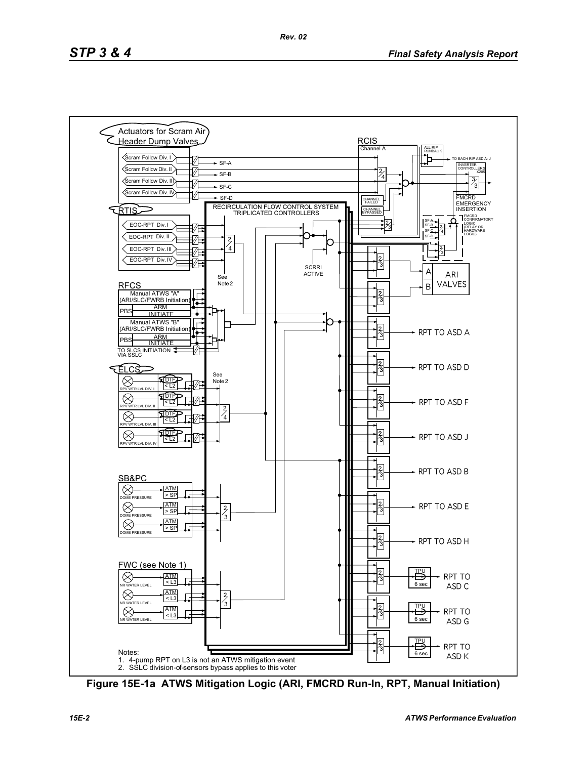Notes:

1. 4-pump RPT on L3 is not an ATWS mitigation event
2. SSLC division-of-sensors bypass applies to this voter

**Figure 15E-1a ATWS Mitigation Logic (ARI, FMCRD Run-In, RPT, Manual Initiation)**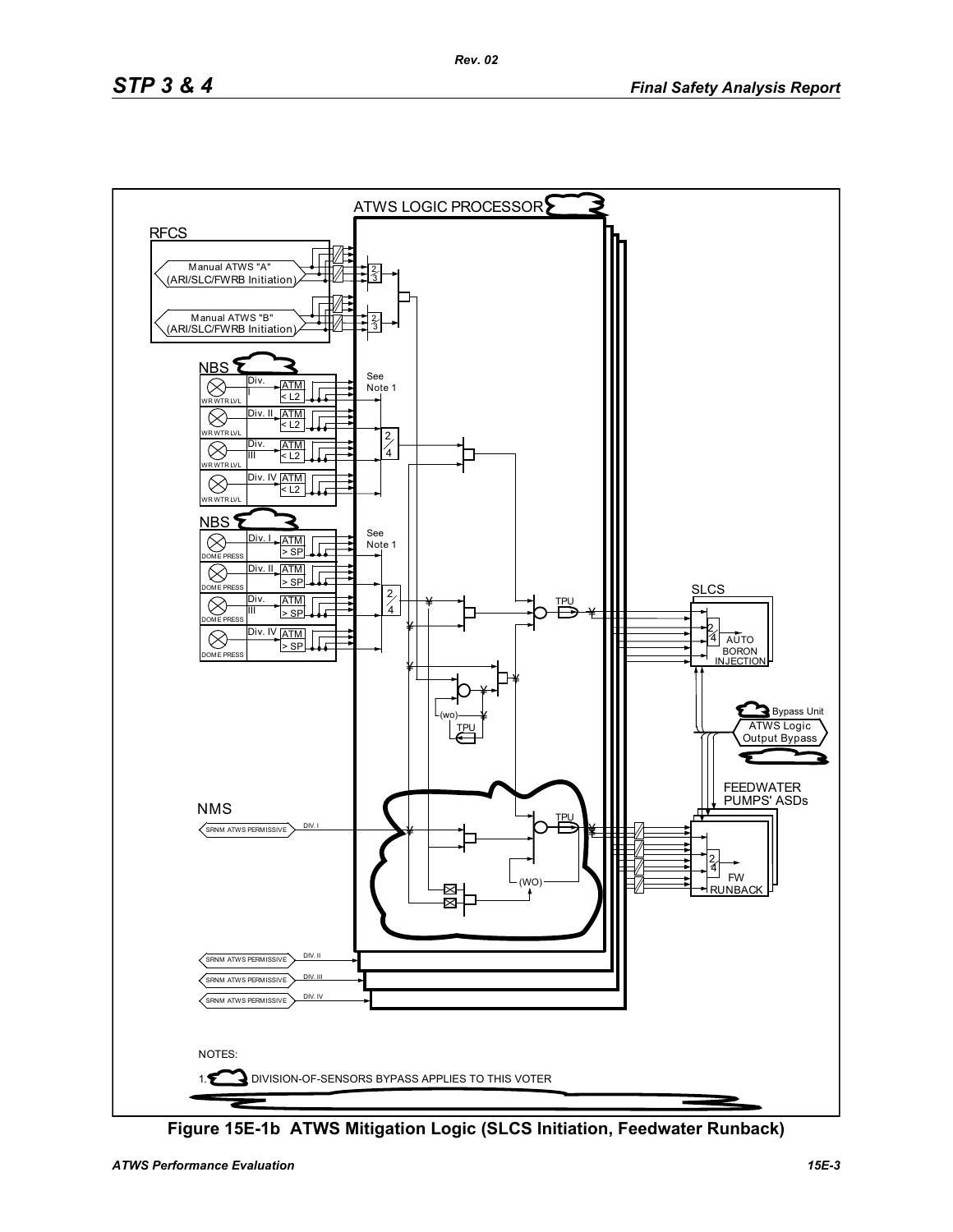ATWS LOGIC PROCESSOR

RFCS

Manual ATWS "A" (ARI/SLC/FWRB Initiation)

Manual ATWS "B" (ARI/SLC/FWRB Initiation)

NBS

Div. I ATM < L2 WR WTR LVL

Div. II ATM < L2 WR WTR LVL

Div. III ATM < L2 WR WTR LVL

Div. IV ATM < L2 WR WTR LVL

See Note 1

NBS

Div. I ATM > SP DOME PRESS

Div. II ATM > SP DOME PRESS

Div. III ATM > SP DOME PRESS

Div. IV ATM > SP DOME PRESS

See Note 1

SLCS

2/4 AUTO BORON INJECTION

TPU

(wo)

Bypass Unit

ATWS Logic Output Bypass

FEEDWATER PUMPS' ASDs

2/4 FW RUNBACK

NMS

SRNM ATWS PERMISSIVE DIV. I

(WO)

SRNM ATWS PERMISSIVE DIV. II

SRNM ATWS PERMISSIVE DIV. III

SRNM ATWS PERMISSIVE DIV. IV

NOTES:

1. DIVISION-OF-SENSORS BYPASS APPLIES TO THIS VOTER

**Figure 15E-1b ATWS Mitigation Logic (SLCS Initiation, Feedwater Runback)**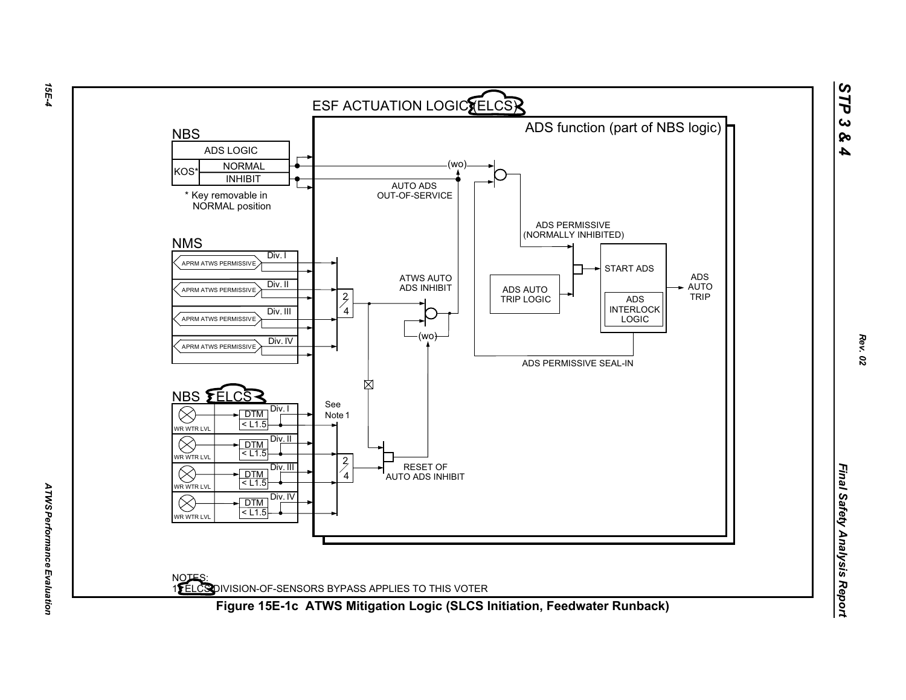ESF ACTUATION LOGIC (ELCS)

ADS function (part of NBS logic)

NBS

ADS LOGIC

KOS*

NORMAL

INHIBIT

* Key removable in NORMAL position

(wo)

AUTO ADS OUT-OF-SERVICE

ADS PERMISSIVE (NORMALLY INHIBITED)

START ADS

ADS AUTO TRIP LOGIC

ADS INTERLOCK LOGIC

ADS AUTO TRIP

ADS PERMISSIVE SEAL-IN

NMS

APRM ATWS PERMISSIVE Div. I

APRM ATWS PERMISSIVE Div. II

APRM ATWS PERMISSIVE Div. III

APRM ATWS PERMISSIVE Div. IV

2/4

ATWS AUTO ADS INHIBIT

(wo)

NBS (ELCS)

WR WTR LVL DTM < L1.5 Div. I

WR WTR LVL DTM < L1.5 Div. II

WR WTR LVL DTM < L1.5 Div. III

WR WTR LVL DTM < L1.5 Div. IV

See Note 1

2/4

RESET OF AUTO ADS INHIBIT

NOTES:

1. ELCS DIVISION-OF-SENSORS BYPASS APPLIES TO THIS VOTER

**Figure 15E-1c ATWS Mitigation Logic (SLCS Initiation, Feedwater Runback)**